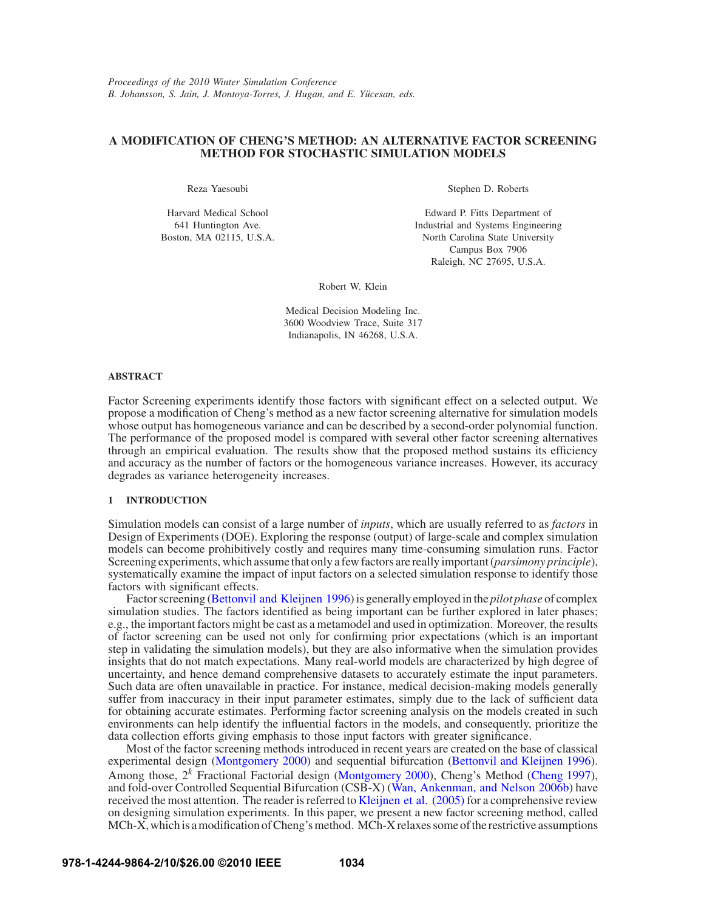*Proceedings of the 2010 Winter Simulation Conference*
*B. Johansson, S. Jain, J. Montoya-Torres, J. Hugan, and E. Yücesan, eds.*

# A MODIFICATION OF CHENG'S METHOD: AN ALTERNATIVE FACTOR SCREENING METHOD FOR STOCHASTIC SIMULATION MODELS

Reza Yaesoubi

Harvard Medical School
641 Huntington Ave.
Boston, MA 02115, U.S.A.

Stephen D. Roberts

Edward P. Fitts Department of
Industrial and Systems Engineering
North Carolina State University
Campus Box 7906
Raleigh, NC 27695, U.S.A.

Robert W. Klein

Medical Decision Modeling Inc.
3600 Woodview Trace, Suite 317
Indianapolis, IN 46268, U.S.A.

## ABSTRACT

Factor Screening experiments identify those factors with significant effect on a selected output. We propose a modification of Cheng's method as a new factor screening alternative for simulation models whose output has homogeneous variance and can be described by a second-order polynomial function. The performance of the proposed model is compared with several other factor screening alternatives through an empirical evaluation. The results show that the proposed method sustains its efficiency and accuracy as the number of factors or the homogeneous variance increases. However, its accuracy degrades as variance heterogeneity increases.

## 1 INTRODUCTION

Simulation models can consist of a large number of *inputs*, which are usually referred to as *factors* in Design of Experiments (DOE). Exploring the response (output) of large-scale and complex simulation models can become prohibitively costly and requires many time-consuming simulation runs. Factor Screening experiments, which assume that only a few factors are really important (*parsimony principle*), systematically examine the impact of input factors on a selected simulation response to identify those factors with significant effects.

Factor screening (Bettonvil and Kleijnen 1996) is generally employed in the *pilot phase* of complex simulation studies. The factors identified as being important can be further explored in later phases; e.g., the important factors might be cast as a metamodel and used in optimization. Moreover, the results of factor screening can be used not only for confirming prior expectations (which is an important step in validating the simulation models), but they are also informative when the simulation provides insights that do not match expectations. Many real-world models are characterized by high degree of uncertainty, and hence demand comprehensive datasets to accurately estimate the input parameters. Such data are often unavailable in practice. For instance, medical decision-making models generally suffer from inaccuracy in their input parameter estimates, simply due to the lack of sufficient data for obtaining accurate estimates. Performing factor screening analysis on the models created in such environments can help identify the influential factors in the models, and consequently, prioritize the data collection efforts giving emphasis to those input factors with greater significance.

Most of the factor screening methods introduced in recent years are created on the base of classical experimental design (Montgomery 2000) and sequential bifurcation (Bettonvil and Kleijnen 1996). Among those, $2^k$ Fractional Factorial design (Montgomery 2000), Cheng's Method (Cheng 1997), and fold-over Controlled Sequential Bifurcation (CSB-X) (Wan, Ankenman, and Nelson 2006b) have received the most attention. The reader is referred to Kleijnen et al. (2005) for a comprehensive review on designing simulation experiments. In this paper, we present a new factor screening method, called MCh-X, which is a modification of Cheng's method. MCh-X relaxes some of the restrictive assumptions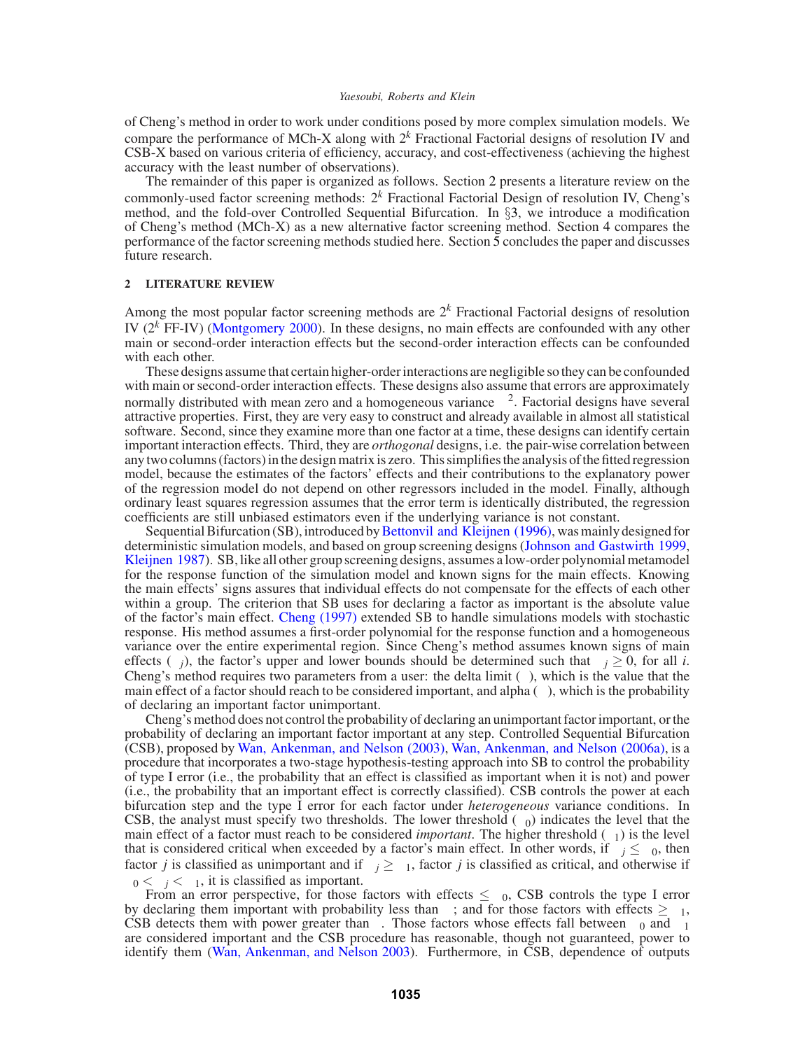of Cheng's method in order to work under conditions posed by more complex simulation models. We compare the performance of MCh-X along with $2^k$ Fractional Factorial designs of resolution IV and CSB-X based on various criteria of efficiency, accuracy, and cost-effectiveness (achieving the highest accuracy with the least number of observations).

The remainder of this paper is organized as follows. Section 2 presents a literature review on the commonly-used factor screening methods: $2^k$ Fractional Factorial Design of resolution IV, Cheng's method, and the fold-over Controlled Sequential Bifurcation. In §3, we introduce a modification of Cheng's method (MCh-X) as a new alternative factor screening method. Section 4 compares the performance of the factor screening methods studied here. Section 5 concludes the paper and discusses future research.

## 2 LITERATURE REVIEW

Among the most popular factor screening methods are $2^k$ Fractional Factorial designs of resolution IV ($2^k$ FF-IV) (Montgomery 2000). In these designs, no main effects are confounded with any other main or second-order interaction effects but the second-order interaction effects can be confounded with each other.

These designs assume that certain higher-order interactions are negligible so they can be confounded with main or second-order interaction effects. These designs also assume that errors are approximately normally distributed with mean zero and a homogeneous variance $\sigma^2$. Factorial designs have several attractive properties. First, they are very easy to construct and already available in almost all statistical software. Second, since they examine more than one factor at a time, these designs can identify certain important interaction effects. Third, they are *orthogonal* designs, i.e. the pair-wise correlation between any two columns (factors) in the design matrix is zero. This simplifies the analysis of the fitted regression model, because the estimates of the factors' effects and their contributions to the explanatory power of the regression model do not depend on other regressors included in the model. Finally, although ordinary least squares regression assumes that the error term is identically distributed, the regression coefficients are still unbiased estimators even if the underlying variance is not constant.

Sequential Bifurcation (SB), introduced by Bettonvil and Kleijnen (1996), was mainly designed for deterministic simulation models, and based on group screening designs (Johnson and Gastwirth 1999, Kleijnen 1987). SB, like all other group screening designs, assumes a low-order polynomial metamodel for the response function of the simulation model and known signs for the main effects. Knowing the main effects' signs assures that individual effects do not compensate for the effects of each other within a group. The criterion that SB uses for declaring a factor as important is the absolute value of the factor's main effect. Cheng (1997) extended SB to handle simulations models with stochastic response. His method assumes a first-order polynomial for the response function and a homogeneous variance over the entire experimental region. Since Cheng's method assumes known signs of main effects ($\beta_j$), the factor's upper and lower bounds should be determined such that $\beta_j \geq 0$, for all $i$. Cheng's method requires two parameters from a user: the delta limit ($\Delta$), which is the value that the main effect of a factor should reach to be considered important, and alpha ($\alpha$), which is the probability of declaring an important factor unimportant.

Cheng's method does not control the probability of declaring an unimportant factor important, or the probability of declaring an important factor important at any step. Controlled Sequential Bifurcation (CSB), proposed by Wan, Ankenman, and Nelson (2003), Wan, Ankenman, and Nelson (2006a), is a procedure that incorporates a two-stage hypothesis-testing approach into SB to control the probability of type I error (i.e., the probability that an effect is classified as important when it is not) and power (i.e., the probability that an important effect is correctly classified). CSB controls the power at each bifurcation step and the type I error for each factor under *heterogeneous* variance conditions. In CSB, the analyst must specify two thresholds. The lower threshold ($\Delta_0$) indicates the level that the main effect of a factor must reach to be considered *important*. The higher threshold ($\Delta_1$) is the level that is considered critical when exceeded by a factor's main effect. In other words, if $\beta_j \leq \Delta_0$, then factor $j$ is classified as unimportant and if $\beta_j \geq \Delta_1$, factor $j$ is classified as critical, and otherwise if $\Delta_0 < \beta_j < \Delta_1$, it is classified as important.

From an error perspective, for those factors with effects $\leq \Delta_0$, CSB controls the type I error by declaring them important with probability less than $\alpha$; and for those factors with effects $\geq \Delta_1$, CSB detects them with power greater than $\gamma$. Those factors whose effects fall between $\Delta_0$ and $\Delta_1$ are considered important and the CSB procedure has reasonable, though not guaranteed, power to identify them (Wan, Ankenman, and Nelson 2003). Furthermore, in CSB, dependence of outputs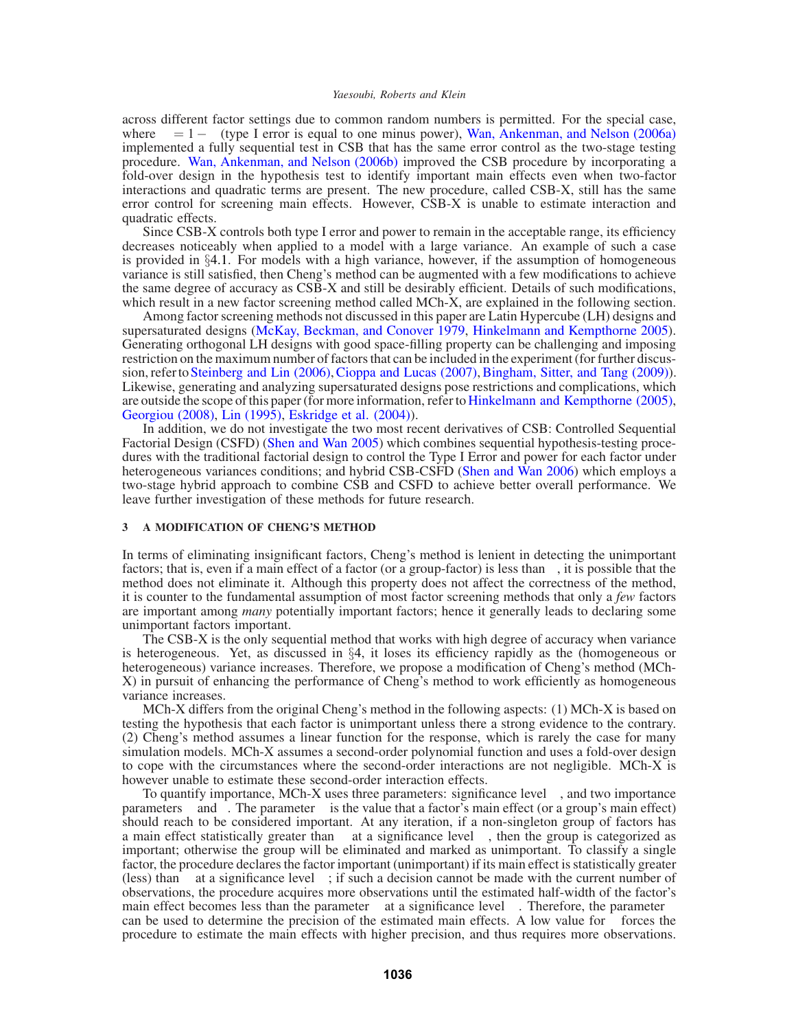across different factor settings due to common random numbers is permitted. For the special case, where  = 1 −  (type I error is equal to one minus power), Wan, Ankenman, and Nelson (2006a) implemented a fully sequential test in CSB that has the same error control as the two-stage testing procedure. Wan, Ankenman, and Nelson (2006b) improved the CSB procedure by incorporating a fold-over design in the hypothesis test to identify important main effects even when two-factor interactions and quadratic terms are present. The new procedure, called CSB-X, still has the same error control for screening main effects. However, CSB-X is unable to estimate interaction and quadratic effects.

Since CSB-X controls both type I error and power to remain in the acceptable range, its efficiency decreases noticeably when applied to a model with a large variance. An example of such a case is provided in §4.1. For models with a high variance, however, if the assumption of homogeneous variance is still satisfied, then Cheng's method can be augmented with a few modifications to achieve the same degree of accuracy as CSB-X and still be desirably efficient. Details of such modifications, which result in a new factor screening method called MCh-X, are explained in the following section.

Among factor screening methods not discussed in this paper are Latin Hypercube (LH) designs and supersaturated designs (McKay, Beckman, and Conover 1979, Hinkelmann and Kempthorne 2005). Generating orthogonal LH designs with good space-filling property can be challenging and imposing restriction on the maximum number of factors that can be included in the experiment (for further discussion, refer to Steinberg and Lin (2006), Cioppa and Lucas (2007), Bingham, Sitter, and Tang (2009)). Likewise, generating and analyzing supersaturated designs pose restrictions and complications, which are outside the scope of this paper (for more information, refer to Hinkelmann and Kempthorne (2005), Georgiou (2008), Lin (1995), Eskridge et al. (2004)).

In addition, we do not investigate the two most recent derivatives of CSB: Controlled Sequential Factorial Design (CSFD) (Shen and Wan 2005) which combines sequential hypothesis-testing procedures with the traditional factorial design to control the Type I Error and power for each factor under heterogeneous variances conditions; and hybrid CSB-CSFD (Shen and Wan 2006) which employs a two-stage hybrid approach to combine CSB and CSFD to achieve better overall performance. We leave further investigation of these methods for future research.

## 3 A MODIFICATION OF CHENG'S METHOD

In terms of eliminating insignificant factors, Cheng's method is lenient in detecting the unimportant factors; that is, even if a main effect of a factor (or a group-factor) is less than  , it is possible that the method does not eliminate it. Although this property does not affect the correctness of the method, it is counter to the fundamental assumption of most factor screening methods that only a *few* factors are important among *many* potentially important factors; hence it generally leads to declaring some unimportant factors important.

The CSB-X is the only sequential method that works with high degree of accuracy when variance is heterogeneous. Yet, as discussed in §4, it loses its efficiency rapidly as the (homogeneous or heterogeneous) variance increases. Therefore, we propose a modification of Cheng's method (MCh-X) in pursuit of enhancing the performance of Cheng's method to work efficiently as homogeneous variance increases.

MCh-X differs from the original Cheng's method in the following aspects: (1) MCh-X is based on testing the hypothesis that each factor is unimportant unless there a strong evidence to the contrary. (2) Cheng's method assumes a linear function for the response, which is rarely the case for many simulation models. MCh-X assumes a second-order polynomial function and uses a fold-over design to cope with the circumstances where the second-order interactions are not negligible. MCh-X is however unable to estimate these second-order interaction effects.

To quantify importance, MCh-X uses three parameters: significance level  , and two importance parameters  and  . The parameter  is the value that a factor's main effect (or a group's main effect) should reach to be considered important. At any iteration, if a non-singleton group of factors has a main effect statistically greater than  at a significance level  , then the group is categorized as important; otherwise the group will be eliminated and marked as unimportant. To classify a single factor, the procedure declares the factor important (unimportant) if its main effect is statistically greater (less) than  at a significance level  ; if such a decision cannot be made with the current number of observations, the procedure acquires more observations until the estimated half-width of the factor's main effect becomes less than the parameter  at a significance level  . Therefore, the parameter  can be used to determine the precision of the estimated main effects. A low value for  forces the procedure to estimate the main effects with higher precision, and thus requires more observations.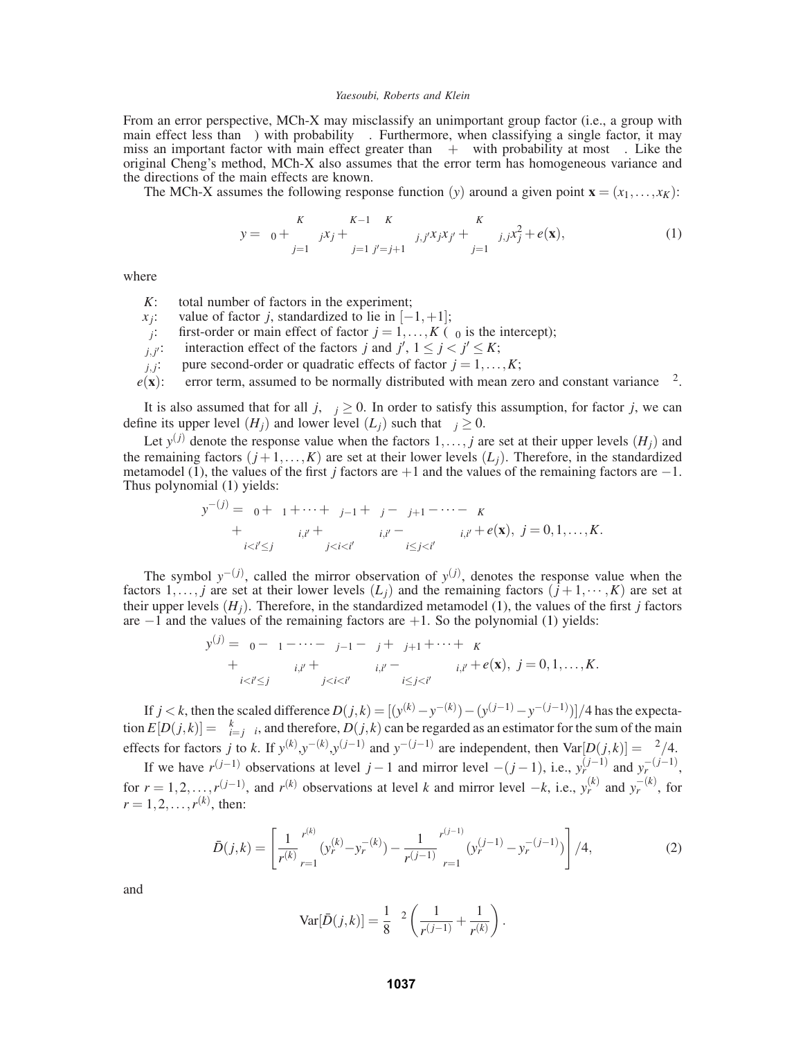From an error perspective, MCh-X may misclassify an unimportant group factor (i.e., a group with main effect less than $\Delta_0$) with probability $\alpha$. Furthermore, when classifying a single factor, it may miss an important factor with main effect greater than $\Delta_0 + \Delta_1$ with probability at most $\gamma$. Like the original Cheng's method, MCh-X also assumes that the error term has homogeneous variance and the directions of the main effects are known.

The MCh-X assumes the following response function $(y)$ around a given point $\mathbf{x} = (x_1, \ldots, x_K)$:

$$y = \beta_0 + \sum_{j=1}^{K} \beta_j x_j + \sum_{j=1}^{K-1} \sum_{j'=j+1}^{K} \beta_{j,j'} x_j x_{j'} + \sum_{j=1}^{K} \beta_{j,j} x_j^2 + e(\mathbf{x}), \tag{1}$$

where

- $K$: total number of factors in the experiment;
- $x_j$: value of factor $j$, standardized to lie in $[-1, +1]$;
- $\beta_j$: first-order or main effect of factor $j = 1, \ldots, K$ ($\beta_0$ is the intercept);
- $\beta_{j,j'}$: interaction effect of the factors $j$ and $j'$, $1 \leq j < j' \leq K$;
- $\beta_{j,j}$: pure second-order or quadratic effects of factor $j = 1, \ldots, K$;
- $e(\mathbf{x})$: error term, assumed to be normally distributed with mean zero and constant variance $\sigma^2$.

It is also assumed that for all $j$, $\beta_j \geq 0$. In order to satisfy this assumption, for factor $j$, we can define its upper level $(H_j)$ and lower level $(L_j)$ such that $\beta_j \geq 0$.

Let $y^{(j)}$ denote the response value when the factors $1, \ldots, j$ are set at their upper levels $(H_j)$ and the remaining factors $(j+1, \ldots, K)$ are set at their lower levels $(L_j)$. Therefore, in the standardized metamodel (1), the values of the first $j$ factors are $+1$ and the values of the remaining factors are $-1$. Thus polynomial (1) yields:

$$\begin{aligned} y^{-(j)} = {} & \beta_0 + \beta_1 + \cdots + \beta_{j-1} + \beta_j - \beta_{j+1} - \cdots - \beta_K \\ & + \sum_{i<i' \leq j} \beta_{i,i'} + \sum_{j<i<i'} \beta_{i,i'} - \sum_{i \leq j < i'} \beta_{i,i'} + e(\mathbf{x}), \; j = 0, 1, \ldots, K. \end{aligned}$$

The symbol $y^{-(j)}$, called the mirror observation of $y^{(j)}$, denotes the response value when the factors $1, \ldots, j$ are set at their lower levels $(L_j)$ and the remaining factors $(j+1, \cdots, K)$ are set at their upper levels $(H_j)$. Therefore, in the standardized metamodel (1), the values of the first $j$ factors are $-1$ and the values of the remaining factors are $+1$. So the polynomial (1) yields:

$$\begin{aligned} y^{(j)} = {} & \beta_0 - \beta_1 - \cdots - \beta_{j-1} - \beta_j + \beta_{j+1} + \cdots + \beta_K \\ & + \sum_{i<i' \leq j} \beta_{i,i'} + \sum_{j<i<i'} \beta_{i,i'} - \sum_{i \leq j < i'} \beta_{i,i'} + e(\mathbf{x}), \; j = 0, 1, \ldots, K. \end{aligned}$$

If $j < k$, then the scaled difference $D(j,k) = [(y^{(k)} - y^{-(k)}) - (y^{(j-1)} - y^{-(j-1)})]/4$ has the expectation $E[D(j,k)] = \sum_{i=j}^{k} \beta_i$, and therefore, $D(j,k)$ can be regarded as an estimator for the sum of the main effects for factors $j$ to $k$. If $y^{(k)}$,$y^{-(k)}$,$y^{(j-1)}$ and $y^{-(j-1)}$ are independent, then $\mathrm{Var}[D(j,k)] = \sigma^2/4$.

If we have $r^{(j-1)}$ observations at level $j-1$ and mirror level $-(j-1)$, i.e., $y_r^{(j-1)}$ and $y_r^{-(j-1)}$, for $r = 1, 2, \ldots, r^{(j-1)}$, and $r^{(k)}$ observations at level $k$ and mirror level $-k$, i.e., $y_r^{(k)}$ and $y_r^{-(k)}$, for $r = 1, 2, \ldots, r^{(k)}$, then:

$$\bar{D}(j,k) = \left[ \frac{1}{r^{(k)}} \sum_{r=1}^{r^{(k)}} (y_r^{(k)} - y_r^{-(k)}) - \frac{1}{r^{(j-1)}} \sum_{r=1}^{r^{(j-1)}} (y_r^{(j-1)} - y_r^{-(j-1)}) \right] / 4, \tag{2}$$

and

$$\mathrm{Var}[\bar{D}(j,k)] = \frac{1}{8} \sigma^2 \left( \frac{1}{r^{(j-1)}} + \frac{1}{r^{(k)}} \right).$$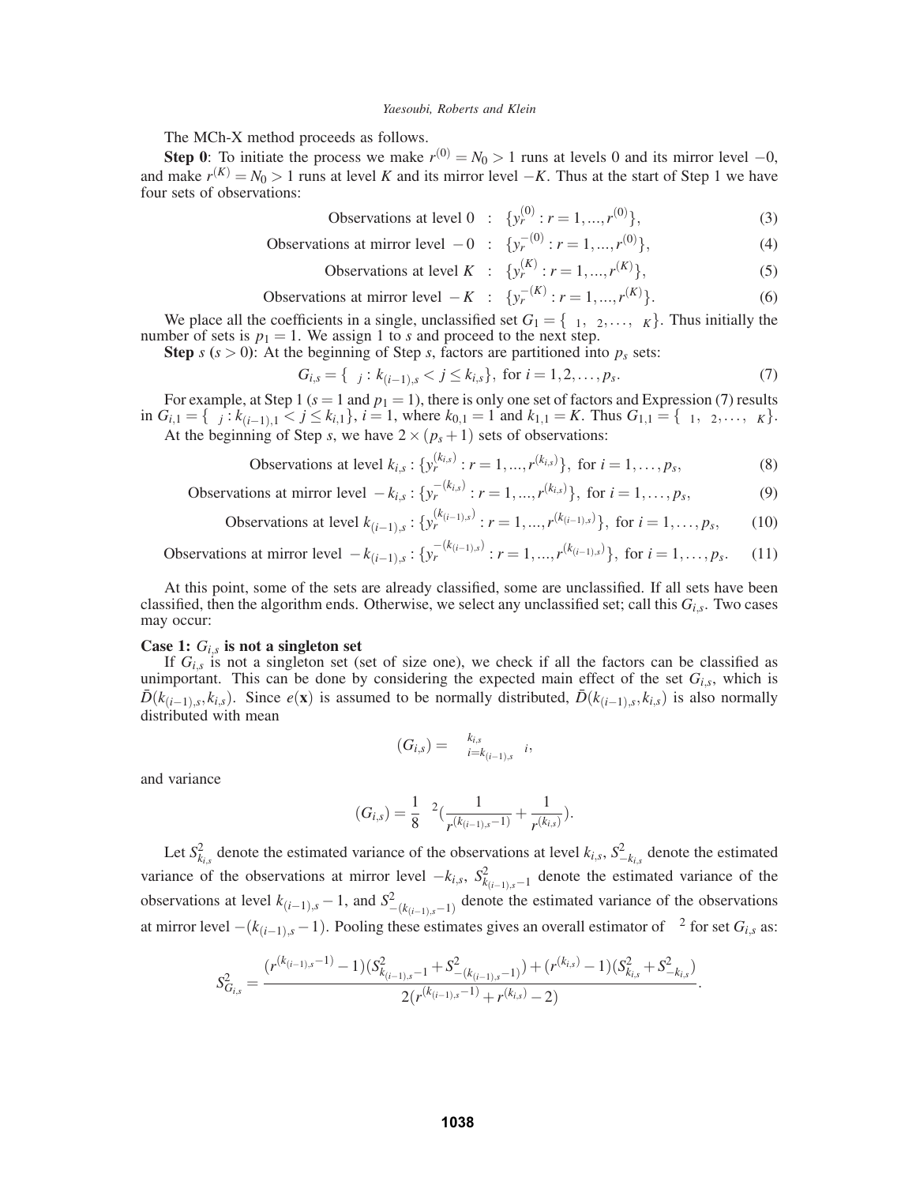The MCh-X method proceeds as follows.

**Step 0**: To initiate the process we make $r^{(0)} = N_0 > 1$ runs at levels 0 and its mirror level $-0$, and make $r^{(K)} = N_0 > 1$ runs at level $K$ and its mirror level $-K$. Thus at the start of Step 1 we have four sets of observations:

$$\text{Observations at level } 0 \quad : \quad \{y_r^{(0)} : r = 1, ..., r^{(0)}\}, \tag{3}$$

$$\text{Observations at mirror level } -0 \quad : \quad \{y_r^{-(0)} : r = 1, ..., r^{(0)}\}, \tag{4}$$

$$\text{Observations at level } K \quad : \quad \{y_r^{(K)} : r = 1, ..., r^{(K)}\}, \tag{5}$$

$$\text{Observations at mirror level } -K \quad : \quad \{y_r^{-(K)} : r = 1, ..., r^{(K)}\}. \tag{6}$$

We place all the coefficients in a single, unclassified set $G_1 = \{\beta_1, \beta_2, \ldots, \beta_K\}$. Thus initially the number of sets is $p_1 = 1$. We assign 1 to $s$ and proceed to the next step.

**Step $s$ ($s > 0$)**: At the beginning of Step $s$, factors are partitioned into $p_s$ sets:

$$G_{i,s} = \{\beta_j : k_{(i-1),s} < j \leq k_{i,s}\}, \text{ for } i = 1, 2, \ldots, p_s. \tag{7}$$

For example, at Step 1 ($s = 1$ and $p_1 = 1$), there is only one set of factors and Expression (7) results in $G_{i,1} = \{\beta_j : k_{(i-1),1} < j \leq k_{i,1}\}$, $i = 1$, where $k_{0,1} = 1$ and $k_{1,1} = K$. Thus $G_{1,1} = \{\beta_1, \beta_2, \ldots, \beta_K\}$.

At the beginning of Step $s$, we have $2 \times (p_s + 1)$ sets of observations:

$$\text{Observations at level } k_{i,s} : \{y_r^{(k_{i,s})} : r = 1, ..., r^{(k_{i,s})}\}, \text{ for } i = 1, \ldots, p_s, \tag{8}$$

$$\text{Observations at mirror level } -k_{i,s} : \{y_r^{-(k_{i,s})} : r = 1, ..., r^{(k_{i,s})}\}, \text{ for } i = 1, \ldots, p_s, \tag{9}$$

$$\text{Observations at level } k_{(i-1),s} : \{y_r^{(k_{(i-1),s})} : r = 1, ..., r^{(k_{(i-1),s})}\}, \text{ for } i = 1, \ldots, p_s, \tag{10}$$

$$\text{Observations at mirror level } -k_{(i-1),s} : \{y_r^{-(k_{(i-1),s})} : r = 1, ..., r^{(k_{(i-1),s})}\}, \text{ for } i = 1, \ldots, p_s. \tag{11}$$

At this point, some of the sets are already classified, some are unclassified. If all sets have been classified, then the algorithm ends. Otherwise, we select any unclassified set; call this $G_{i,s}$. Two cases may occur:

**Case 1: $G_{i,s}$ is not a singleton set**

If $G_{i,s}$ is not a singleton set (set of size one), we check if all the factors can be classified as unimportant. This can be done by considering the expected main effect of the set $G_{i,s}$, which is $\bar{D}(k_{(i-1),s}, k_{i,s})$. Since $e(\mathbf{x})$ is assumed to be normally distributed, $\bar{D}(k_{(i-1),s}, k_{i,s})$ is also normally distributed with mean

$$\mu(G_{i,s}) = \sum_{i=k_{(i-1),s}}^{k_{i,s}} \beta_i,$$

and variance

$$\sigma(G_{i,s}) = \frac{1}{8}\sigma^2\left(\frac{1}{r^{(k_{(i-1),s}-1)}} + \frac{1}{r^{(k_{i,s})}}\right).$$

Let $S^2_{k_{i,s}}$ denote the estimated variance of the observations at level $k_{i,s}$, $S^2_{-k_{i,s}}$ denote the estimated variance of the observations at mirror level $-k_{i,s}$, $S^2_{k_{(i-1),s}-1}$ denote the estimated variance of the observations at level $k_{(i-1),s} - 1$, and $S^2_{-(k_{(i-1),s}-1)}$ denote the estimated variance of the observations at mirror level $-(k_{(i-1),s} - 1)$. Pooling these estimates gives an overall estimator of $\sigma^2$ for set $G_{i,s}$ as:

$$S^2_{G_{i,s}} = \frac{(r^{(k_{(i-1),s}-1)} - 1)(S^2_{k_{(i-1),s}-1} + S^2_{-(k_{(i-1),s}-1)}) + (r^{(k_{i,s})} - 1)(S^2_{k_{i,s}} + S^2_{-k_{i,s}})}{2(r^{(k_{(i-1),s}-1)} + r^{(k_{i,s})} - 2)}.$$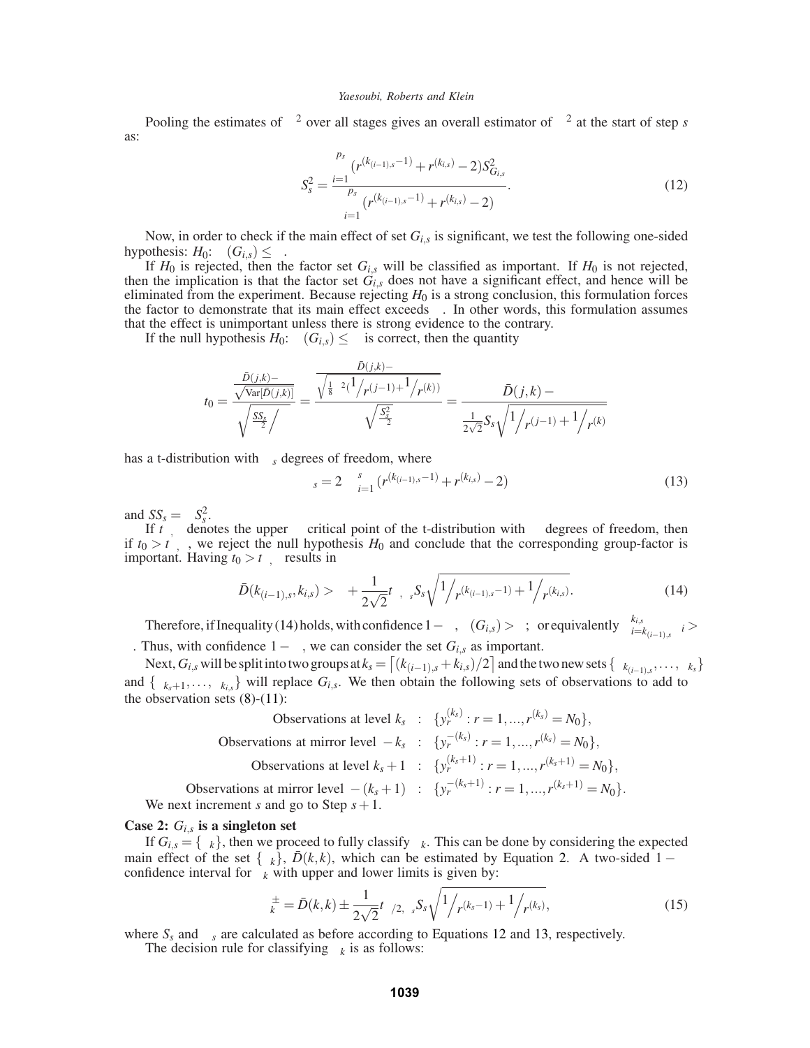Pooling the estimates of $\sigma^2$ over all stages gives an overall estimator of $\sigma^2$ at the start of step $s$ as:

$$S_s^2 = \frac{\sum_{i=1}^{p_s} (r^{(k_{(i-1),s}-1)} + r^{(k_{i,s})} - 2) S_{G_{i,s}}^2}{\sum_{i=1}^{p_s} (r^{(k_{(i-1),s}-1)} + r^{(k_{i,s})} - 2)}. \tag{12}$$

Now, in order to check if the main effect of set $G_{i,s}$ is significant, we test the following one-sided hypothesis: $H_0$: $\beta(G_{i,s}) \leq \Delta$.

If $H_0$ is rejected, then the factor set $G_{i,s}$ will be classified as important. If $H_0$ is not rejected, then the implication is that the factor set $G_{i,s}$ does not have a significant effect, and hence will be eliminated from the experiment. Because rejecting $H_0$ is a strong conclusion, this formulation forces the factor to demonstrate that its main effect exceeds $\Delta$. In other words, this formulation assumes that the effect is unimportant unless there is strong evidence to the contrary.

If the null hypothesis $H_0$: $\beta(G_{i,s}) \leq \Delta$ is correct, then the quantity

$$t_0 = \frac{\frac{\bar{D}(j,k)-\Delta}{\sqrt{\text{Var}[\bar{D}(j,k)]}}}{\sqrt{\frac{SS_s}{\sigma^2} \Big/ \nu}} = \frac{\frac{\bar{D}(j,k)-\Delta}{\sqrt{\frac{1}{8}\sigma^2(1/r^{(j-1)}+1/r^{(k)})}}}{\sqrt{\frac{S_s^2}{\sigma^2}}} = \frac{\bar{D}(j,k)-\Delta}{\frac{1}{2\sqrt{2}} S_s \sqrt{1/r^{(j-1)} + 1/r^{(k)}}}$$

has a t-distribution with $\nu_s$ degrees of freedom, where

$$\nu_s = 2\sum_{i=1}^{s} (r^{(k_{(i-1),s}-1)} + r^{(k_{i,s})} - 2) \tag{13}$$

and $SS_s = \nu S_s^2$.

If $t_{\alpha,\nu}$ denotes the upper $\alpha$ critical point of the t-distribution with $\nu$ degrees of freedom, then if $t_0 > t_{\alpha,\nu}$, we reject the null hypothesis $H_0$ and conclude that the corresponding group-factor is important. Having $t_0 > t_{\alpha,\nu}$ results in

$$\bar{D}(k_{(i-1),s}, k_{i,s}) > \Delta + \frac{1}{2\sqrt{2}} t_{\alpha,\nu_s} S_s \sqrt{1/r^{(k_{(i-1),s}-1)} + 1/r^{(k_{i,s})}}. \tag{14}$$

Therefore, if Inequality (14) holds, with confidence $1-\alpha$, $\beta(G_{i,s}) > \Delta$; or equivalently $\sum_{i=k_{(i-1),s}}^{k_{i,s}} \beta_i > \Delta$. Thus, with confidence $1-\alpha$, we can consider the set $G_{i,s}$ as important.

Next, $G_{i,s}$ will be split into two groups at $k_s = \lceil (k_{(i-1),s} + k_{i,s})/2 \rceil$ and the two new sets $\{\beta_{k_{(i-1),s}}, \ldots, \beta_{k_s}\}$ and $\{\beta_{k_s+1}, \ldots, \beta_{k_{i,s}}\}$ will replace $G_{i,s}$. We then obtain the following sets of observations to add to the observation sets (8)-(11):

$$\begin{aligned}
\text{Observations at level } k_s &: \{y_r^{(k_s)} : r = 1, ..., r^{(k_s)} = N_0\}, \\
\text{Observations at mirror level } -k_s &: \{y_r^{-(k_s)} : r = 1, ..., r^{(k_s)} = N_0\}, \\
\text{Observations at level } k_s+1 &: \{y_r^{(k_s+1)} : r = 1, ..., r^{(k_s+1)} = N_0\}, \\
\text{Observations at mirror level } -(k_s+1) &: \{y_r^{-(k_s+1)} : r = 1, ..., r^{(k_s+1)} = N_0\}.
\end{aligned}$$

We next increment $s$ and go to Step $s+1$.

**Case 2: $G_{i,s}$ is a singleton set**

If $G_{i,s} = \{\beta_k\}$, then we proceed to fully classify $\beta_k$. This can be done by considering the expected main effect of the set $\{\beta_k\}$, $\bar{D}(k,k)$, which can be estimated by Equation 2. A two-sided $1-\alpha$ confidence interval for $\beta_k$ with upper and lower limits is given by:

$$\beta_k^{\pm} = \bar{D}(k,k) \pm \frac{1}{2\sqrt{2}} t_{\alpha/2,\nu_s} S_s \sqrt{1/r^{(k_s-1)} + 1/r^{(k_s)}}, \tag{15}$$

where $S_s$ and $\nu_s$ are calculated as before according to Equations 12 and 13, respectively.

The decision rule for classifying $\beta_k$ is as follows: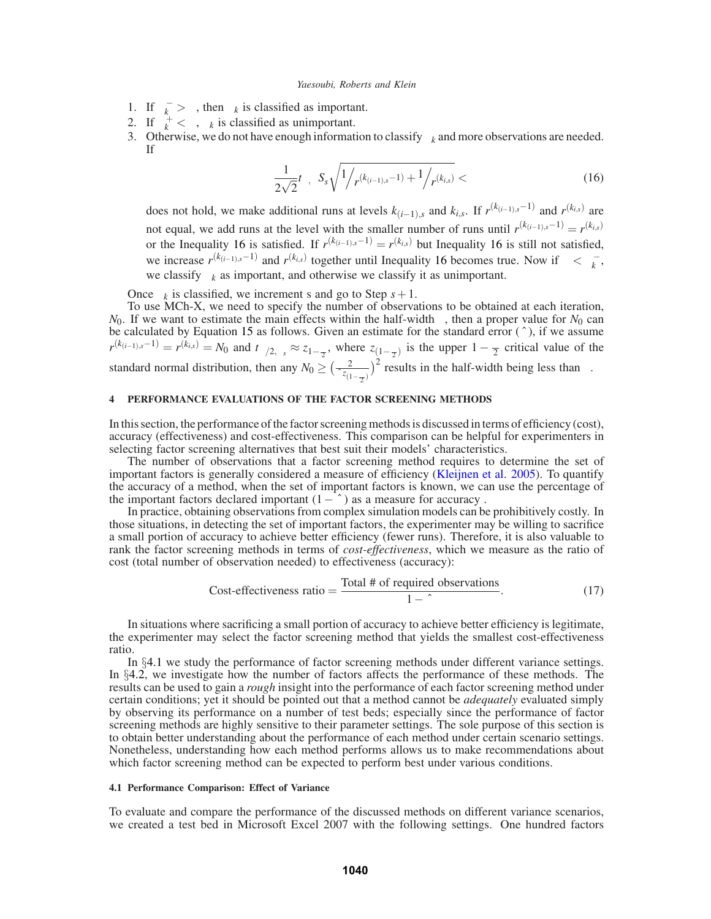1. If $\beta_k^- > \Delta$, then $\beta_k$ is classified as important.
2. If $\beta_k^+ < \Delta$, $\beta_k$ is classified as unimportant.
3. Otherwise, we do not have enough information to classify $\beta_k$ and more observations are needed. If

$$\frac{1}{2\sqrt{2}} t_{\alpha, \nu_s} S_s \sqrt{1\big/ r^{(k_{(i-1),s}-1)} + 1\big/ r^{(k_{i,s})}} < \omega \tag{16}$$

does not hold, we make additional runs at levels $k_{(i-1),s}$ and $k_{i,s}$. If $r^{(k_{(i-1),s}-1)}$ and $r^{(k_{i,s})}$ are not equal, we add runs at the level with the smaller number of runs until $r^{(k_{(i-1),s}-1)} = r^{(k_{i,s})}$ or the Inequality 16 is satisfied. If $r^{(k_{(i-1),s}-1)} = r^{(k_{i,s})}$ but Inequality 16 is still not satisfied, we increase $r^{(k_{(i-1),s}-1)}$ and $r^{(k_{i,s})}$ together until Inequality 16 becomes true. Now if $\Delta < \bar{\beta}_k$, we classify $\beta_k$ as important, and otherwise we classify it as unimportant.

Once $\beta_k$ is classified, we increment s and go to Step $s+1$.

To use MCh-X, we need to specify the number of observations to be obtained at each iteration, $N_0$. If we want to estimate the main effects within the half-width $\omega$, then a proper value for $N_0$ can be calculated by Equation 15 as follows. Given an estimate for the standard error ($\hat{\sigma}$), if we assume $r^{(k_{(i-1),s}-1)} = r^{(k_{i,s})} = N_0$ and $t_{\alpha/2, \nu_s} \approx z_{1-\frac{\alpha}{2}}$, where $z_{(1-\frac{\alpha}{2})}$ is the upper $1-\frac{\alpha}{2}$ critical value of the standard normal distribution, then any $N_0 \geq \left(\frac{2\hat{\sigma}}{\omega} z_{(1-\frac{\alpha}{2})}\right)^2$ results in the half-width being less than $\omega$.

## 4 PERFORMANCE EVALUATIONS OF THE FACTOR SCREENING METHODS

In this section, the performance of the factor screening methods is discussed in terms of efficiency (cost), accuracy (effectiveness) and cost-effectiveness. This comparison can be helpful for experimenters in selecting factor screening alternatives that best suit their models' characteristics.

The number of observations that a factor screening method requires to determine the set of important factors is generally considered a measure of efficiency (Kleijnen et al. 2005). To quantify the accuracy of a method, when the set of important factors is known, we can use the percentage of the important factors declared important $(1-\hat{\gamma})$ as a measure for accuracy $\gamma$.

In practice, obtaining observations from complex simulation models can be prohibitively costly. In those situations, in detecting the set of important factors, the experimenter may be willing to sacrifice a small portion of accuracy to achieve better efficiency (fewer runs). Therefore, it is also valuable to rank the factor screening methods in terms of *cost-effectiveness*, which we measure as the ratio of cost (total number of observation needed) to effectiveness (accuracy):

$$\text{Cost-effectiveness ratio} = \frac{\text{Total \# of required observations}}{1-\hat{\gamma}}. \tag{17}$$

In situations where sacrificing a small portion of accuracy to achieve better efficiency is legitimate, the experimenter may select the factor screening method that yields the smallest cost-effectiveness ratio.

In §4.1 we study the performance of factor screening methods under different variance settings. In §4.2, we investigate how the number of factors affects the performance of these methods. The results can be used to gain a *rough* insight into the performance of each factor screening method under certain conditions; yet it should be pointed out that a method cannot be *adequately* evaluated simply by observing its performance on a number of test beds; especially since the performance of factor screening methods are highly sensitive to their parameter settings. The sole purpose of this section is to obtain better understanding about the performance of each method under certain scenario settings. Nonetheless, understanding how each method performs allows us to make recommendations about which factor screening method can be expected to perform best under various conditions.

### 4.1 Performance Comparison: Effect of Variance

To evaluate and compare the performance of the discussed methods on different variance scenarios, we created a test bed in Microsoft Excel 2007 with the following settings. One hundred factors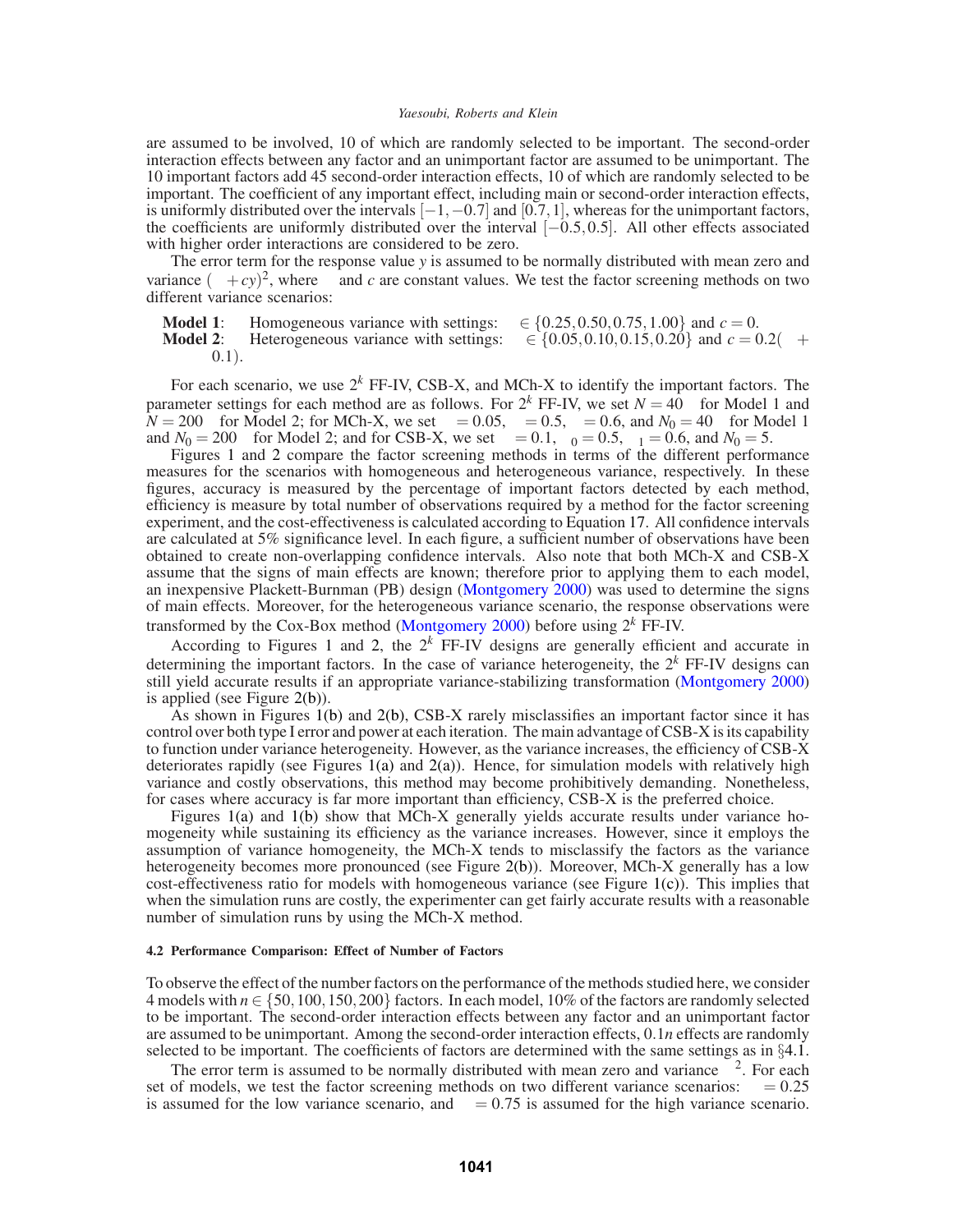are assumed to be involved, 10 of which are randomly selected to be important. The second-order interaction effects between any factor and an unimportant factor are assumed to be unimportant. The 10 important factors add 45 second-order interaction effects, 10 of which are randomly selected to be important. The coefficient of any important effect, including main or second-order interaction effects, is uniformly distributed over the intervals $[-1,-0.7]$ and $[0.7,1]$, whereas for the unimportant factors, the coefficients are uniformly distributed over the interval $[-0.5,0.5]$. All other effects associated with higher order interactions are considered to be zero.

The error term for the response value $y$ is assumed to be normally distributed with mean zero and variance $( \ + cy)^2$, where and $c$ are constant values. We test the factor screening methods on two different variance scenarios:

**Model 1**: Homogeneous variance with settings: $\in \{0.25, 0.50, 0.75, 1.00\}$ and $c = 0$.
**Model 2**: Heterogeneous variance with settings: $\in \{0.05, 0.10, 0.15, 0.20\}$ and $c = 0.2( \ + 0.1)$.

For each scenario, we use $2^k$ FF-IV, CSB-X, and MCh-X to identify the important factors. The parameter settings for each method are as follows. For $2^k$ FF-IV, we set $N = 40$ for Model 1 and $N = 200$ for Model 2; for MCh-X, we set $= 0.05$, $= 0.5$, $= 0.6$, and $N_0 = 40$ for Model 1 and $N_0 = 200$ for Model 2; and for CSB-X, we set $= 0.1$, $_0 = 0.5$, $_1 = 0.6$, and $N_0 = 5$.

Figures 1 and 2 compare the factor screening methods in terms of the different performance measures for the scenarios with homogeneous and heterogeneous variance, respectively. In these figures, accuracy is measured by the percentage of important factors detected by each method, efficiency is measure by total number of observations required by a method for the factor screening experiment, and the cost-effectiveness is calculated according to Equation 17. All confidence intervals are calculated at 5% significance level. In each figure, a sufficient number of observations have been obtained to create non-overlapping confidence intervals. Also note that both MCh-X and CSB-X assume that the signs of main effects are known; therefore prior to applying them to each model, an inexpensive Plackett-Burnman (PB) design (Montgomery 2000) was used to determine the signs of main effects. Moreover, for the heterogeneous variance scenario, the response observations were transformed by the Cox-Box method (Montgomery 2000) before using $2^k$ FF-IV.

According to Figures 1 and 2, the $2^k$ FF-IV designs are generally efficient and accurate in determining the important factors. In the case of variance heterogeneity, the $2^k$ FF-IV designs can still yield accurate results if an appropriate variance-stabilizing transformation (Montgomery 2000) is applied (see Figure 2(b)).

As shown in Figures 1(b) and 2(b), CSB-X rarely misclassifies an important factor since it has control over both type I error and power at each iteration. The main advantage of CSB-X is its capability to function under variance heterogeneity. However, as the variance increases, the efficiency of CSB-X deteriorates rapidly (see Figures 1(a) and 2(a)). Hence, for simulation models with relatively high variance and costly observations, this method may become prohibitively demanding. Nonetheless, for cases where accuracy is far more important than efficiency, CSB-X is the preferred choice.

Figures 1(a) and 1(b) show that MCh-X generally yields accurate results under variance homogeneity while sustaining its efficiency as the variance increases. However, since it employs the assumption of variance homogeneity, the MCh-X tends to misclassify the factors as the variance heterogeneity becomes more pronounced (see Figure 2(b)). Moreover, MCh-X generally has a low cost-effectiveness ratio for models with homogeneous variance (see Figure 1(c)). This implies that when the simulation runs are costly, the experimenter can get fairly accurate results with a reasonable number of simulation runs by using the MCh-X method.

#### 4.2 Performance Comparison: Effect of Number of Factors

To observe the effect of the number factors on the performance of the methods studied here, we consider 4 models with $n \in \{50, 100, 150, 200\}$ factors. In each model, 10% of the factors are randomly selected to be important. The second-order interaction effects between any factor and an unimportant factor are assumed to be unimportant. Among the second-order interaction effects, $0.1n$ effects are randomly selected to be important. The coefficients of factors are determined with the same settings as in §4.1.

The error term is assumed to be normally distributed with mean zero and variance $^2$. For each set of models, we test the factor screening methods on two different variance scenarios: $= 0.25$ is assumed for the low variance scenario, and $= 0.75$ is assumed for the high variance scenario.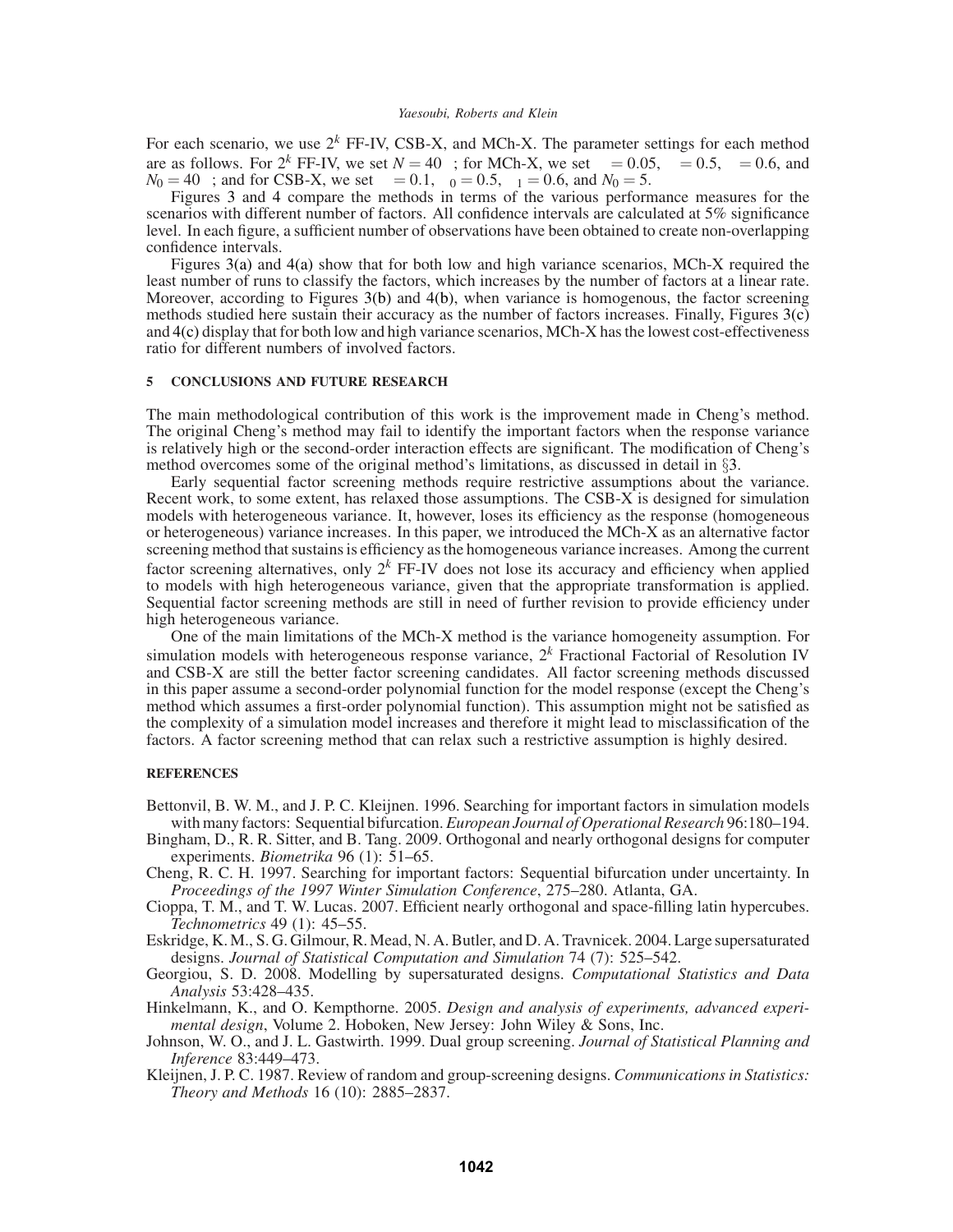For each scenario, we use $2^k$ FF-IV, CSB-X, and MCh-X. The parameter settings for each method are as follows. For $2^k$ FF-IV, we set $N = 40$ ; for MCh-X, we set $= 0.05$, $= 0.5$, $= 0.6$, and $N_0 = 40$ ; and for CSB-X, we set $= 0.1$, $_0 = 0.5$, $_1 = 0.6$, and $N_0 = 5$.

Figures 3 and 4 compare the methods in terms of the various performance measures for the scenarios with different number of factors. All confidence intervals are calculated at 5% significance level. In each figure, a sufficient number of observations have been obtained to create non-overlapping confidence intervals.

Figures 3(a) and 4(a) show that for both low and high variance scenarios, MCh-X required the least number of runs to classify the factors, which increases by the number of factors at a linear rate. Moreover, according to Figures 3(b) and 4(b), when variance is homogenous, the factor screening methods studied here sustain their accuracy as the number of factors increases. Finally, Figures 3(c) and 4(c) display that for both low and high variance scenarios, MCh-X has the lowest cost-effectiveness ratio for different numbers of involved factors.

## 5 CONCLUSIONS AND FUTURE RESEARCH

The main methodological contribution of this work is the improvement made in Cheng's method. The original Cheng's method may fail to identify the important factors when the response variance is relatively high or the second-order interaction effects are significant. The modification of Cheng's method overcomes some of the original method's limitations, as discussed in detail in §3.

Early sequential factor screening methods require restrictive assumptions about the variance. Recent work, to some extent, has relaxed those assumptions. The CSB-X is designed for simulation models with heterogeneous variance. It, however, loses its efficiency as the response (homogeneous or heterogeneous) variance increases. In this paper, we introduced the MCh-X as an alternative factor screening method that sustains is efficiency as the homogeneous variance increases. Among the current factor screening alternatives, only $2^k$ FF-IV does not lose its accuracy and efficiency when applied to models with high heterogeneous variance, given that the appropriate transformation is applied. Sequential factor screening methods are still in need of further revision to provide efficiency under high heterogeneous variance.

One of the main limitations of the MCh-X method is the variance homogeneity assumption. For simulation models with heterogeneous response variance, $2^k$ Fractional Factorial of Resolution IV and CSB-X are still the better factor screening candidates. All factor screening methods discussed in this paper assume a second-order polynomial function for the model response (except the Cheng's method which assumes a first-order polynomial function). This assumption might not be satisfied as the complexity of a simulation model increases and therefore it might lead to misclassification of the factors. A factor screening method that can relax such a restrictive assumption is highly desired.

## REFERENCES

Bettonvil, B. W. M., and J. P. C. Kleijnen. 1996. Searching for important factors in simulation models with many factors: Sequential bifurcation. *European Journal of Operational Research* 96:180–194.

Bingham, D., R. R. Sitter, and B. Tang. 2009. Orthogonal and nearly orthogonal designs for computer experiments. *Biometrika* 96 (1): 51–65.

Cheng, R. C. H. 1997. Searching for important factors: Sequential bifurcation under uncertainty. In *Proceedings of the 1997 Winter Simulation Conference*, 275–280. Atlanta, GA.

Cioppa, T. M., and T. W. Lucas. 2007. Efficient nearly orthogonal and space-filling latin hypercubes. *Technometrics* 49 (1): 45–55.

Eskridge, K. M., S. G. Gilmour, R. Mead, N. A. Butler, and D. A. Travnicek. 2004. Large supersaturated designs. *Journal of Statistical Computation and Simulation* 74 (7): 525–542.

Georgiou, S. D. 2008. Modelling by supersaturated designs. *Computational Statistics and Data Analysis* 53:428–435.

Hinkelmann, K., and O. Kempthorne. 2005. *Design and analysis of experiments, advanced experimental design*, Volume 2. Hoboken, New Jersey: John Wiley & Sons, Inc.

Johnson, W. O., and J. L. Gastwirth. 1999. Dual group screening. *Journal of Statistical Planning and Inference* 83:449–473.

Kleijnen, J. P. C. 1987. Review of random and group-screening designs. *Communications in Statistics: Theory and Methods* 16 (10): 2885–2837.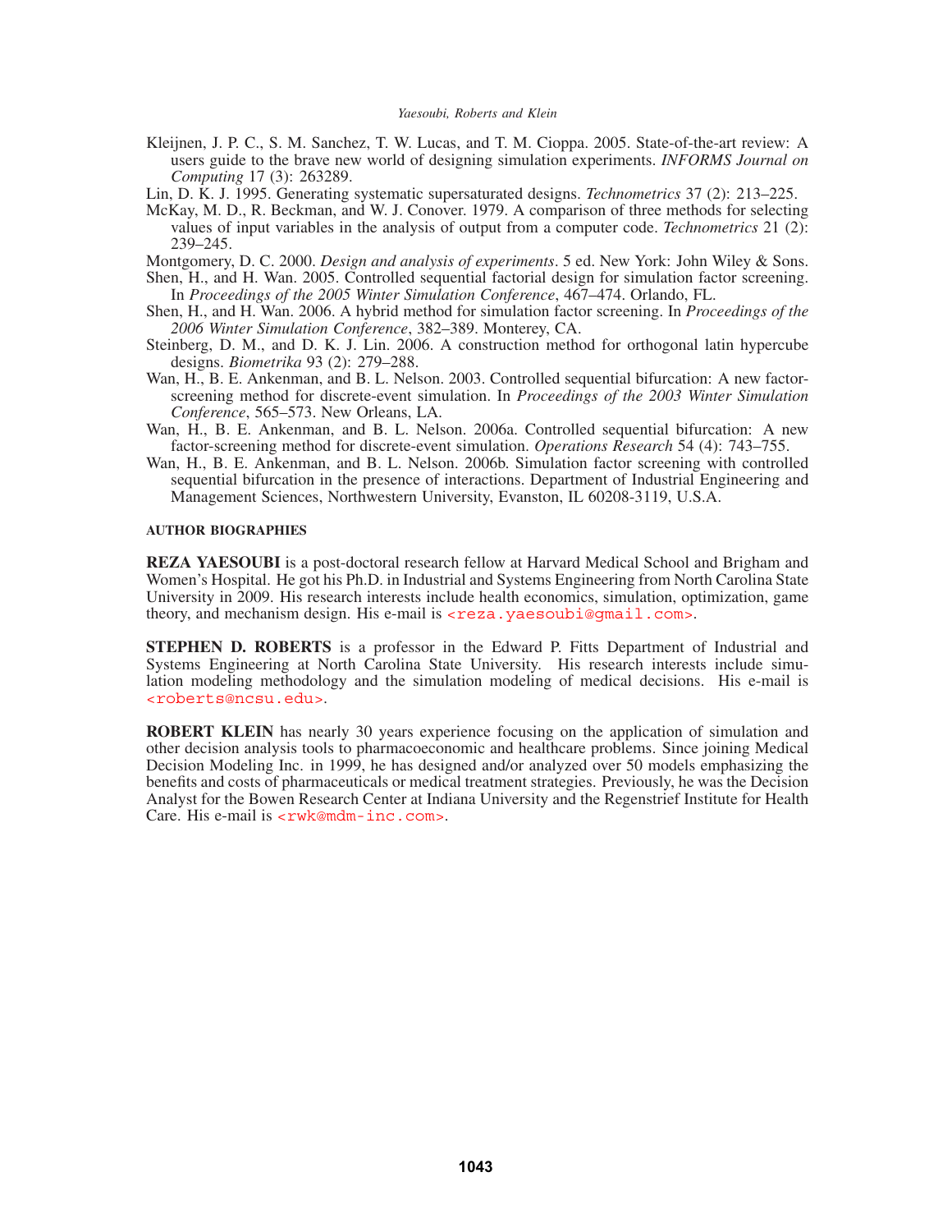Kleijnen, J. P. C., S. M. Sanchez, T. W. Lucas, and T. M. Cioppa. 2005. State-of-the-art review: A users guide to the brave new world of designing simulation experiments. *INFORMS Journal on Computing* 17 (3): 263289.

Lin, D. K. J. 1995. Generating systematic supersaturated designs. *Technometrics* 37 (2): 213–225.

McKay, M. D., R. Beckman, and W. J. Conover. 1979. A comparison of three methods for selecting values of input variables in the analysis of output from a computer code. *Technometrics* 21 (2): 239–245.

Montgomery, D. C. 2000. *Design and analysis of experiments*. 5 ed. New York: John Wiley & Sons.

Shen, H., and H. Wan. 2005. Controlled sequential factorial design for simulation factor screening. In *Proceedings of the 2005 Winter Simulation Conference*, 467–474. Orlando, FL.

Shen, H., and H. Wan. 2006. A hybrid method for simulation factor screening. In *Proceedings of the 2006 Winter Simulation Conference*, 382–389. Monterey, CA.

Steinberg, D. M., and D. K. J. Lin. 2006. A construction method for orthogonal latin hypercube designs. *Biometrika* 93 (2): 279–288.

Wan, H., B. E. Ankenman, and B. L. Nelson. 2003. Controlled sequential bifurcation: A new factor-screening method for discrete-event simulation. In *Proceedings of the 2003 Winter Simulation Conference*, 565–573. New Orleans, LA.

Wan, H., B. E. Ankenman, and B. L. Nelson. 2006a. Controlled sequential bifurcation: A new factor-screening method for discrete-event simulation. *Operations Research* 54 (4): 743–755.

Wan, H., B. E. Ankenman, and B. L. Nelson. 2006b. Simulation factor screening with controlled sequential bifurcation in the presence of interactions. Department of Industrial Engineering and Management Sciences, Northwestern University, Evanston, IL 60208-3119, U.S.A.

## AUTHOR BIOGRAPHIES

**REZA YAESOUBI** is a post-doctoral research fellow at Harvard Medical School and Brigham and Women's Hospital. He got his Ph.D. in Industrial and Systems Engineering from North Carolina State University in 2009. His research interests include health economics, simulation, optimization, game theory, and mechanism design. His e-mail is <reza.yaesoubi@gmail.com>.

**STEPHEN D. ROBERTS** is a professor in the Edward P. Fitts Department of Industrial and Systems Engineering at North Carolina State University. His research interests include simulation modeling methodology and the simulation modeling of medical decisions. His e-mail is <roberts@ncsu.edu>.

**ROBERT KLEIN** has nearly 30 years experience focusing on the application of simulation and other decision analysis tools to pharmacoeconomic and healthcare problems. Since joining Medical Decision Modeling Inc. in 1999, he has designed and/or analyzed over 50 models emphasizing the benefits and costs of pharmaceuticals or medical treatment strategies. Previously, he was the Decision Analyst for the Bowen Research Center at Indiana University and the Regenstrief Institute for Health Care. His e-mail is <rwk@mdm-inc.com>.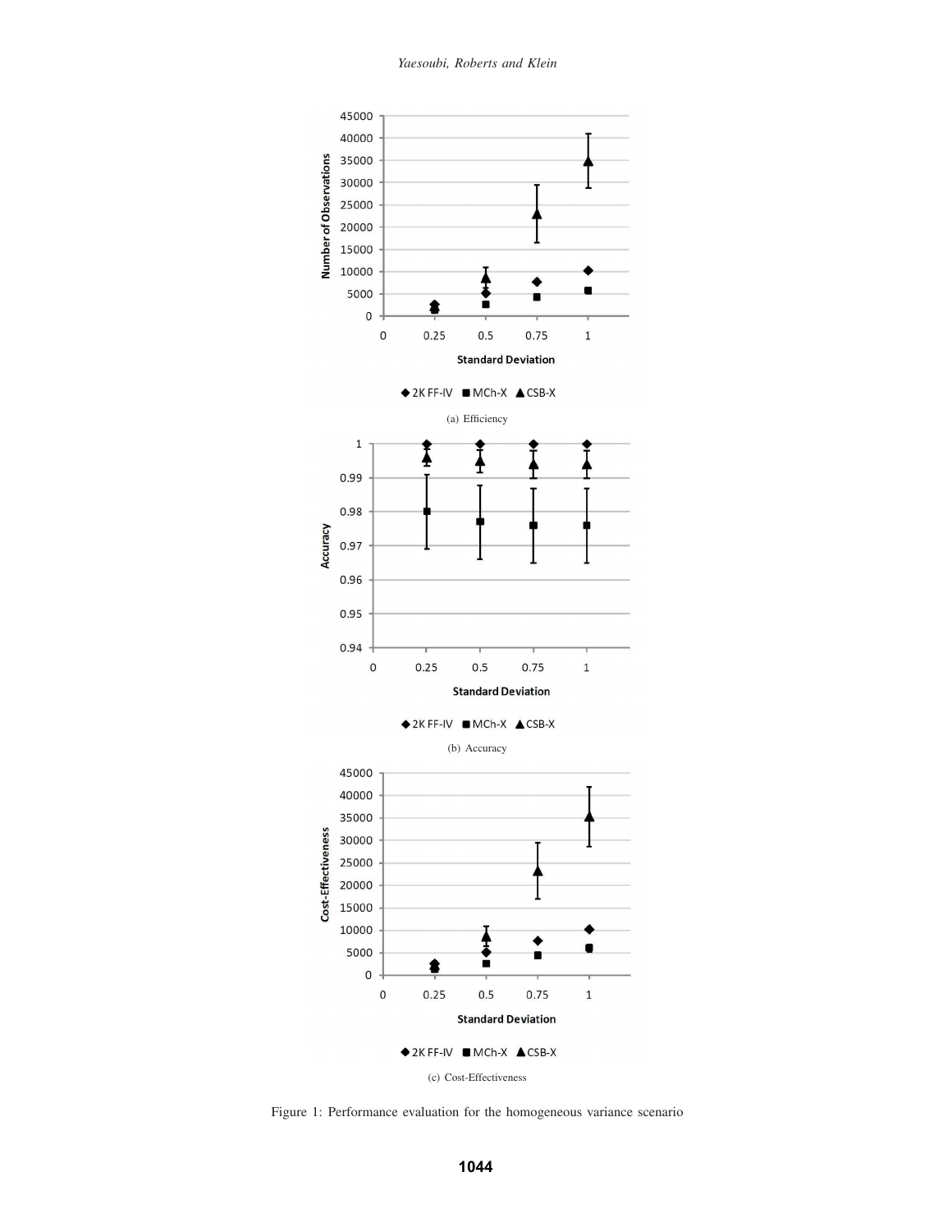(a) Efficiency

(b) Accuracy

(c) Cost-Effectiveness

Figure 1: Performance evaluation for the homogeneous variance scenario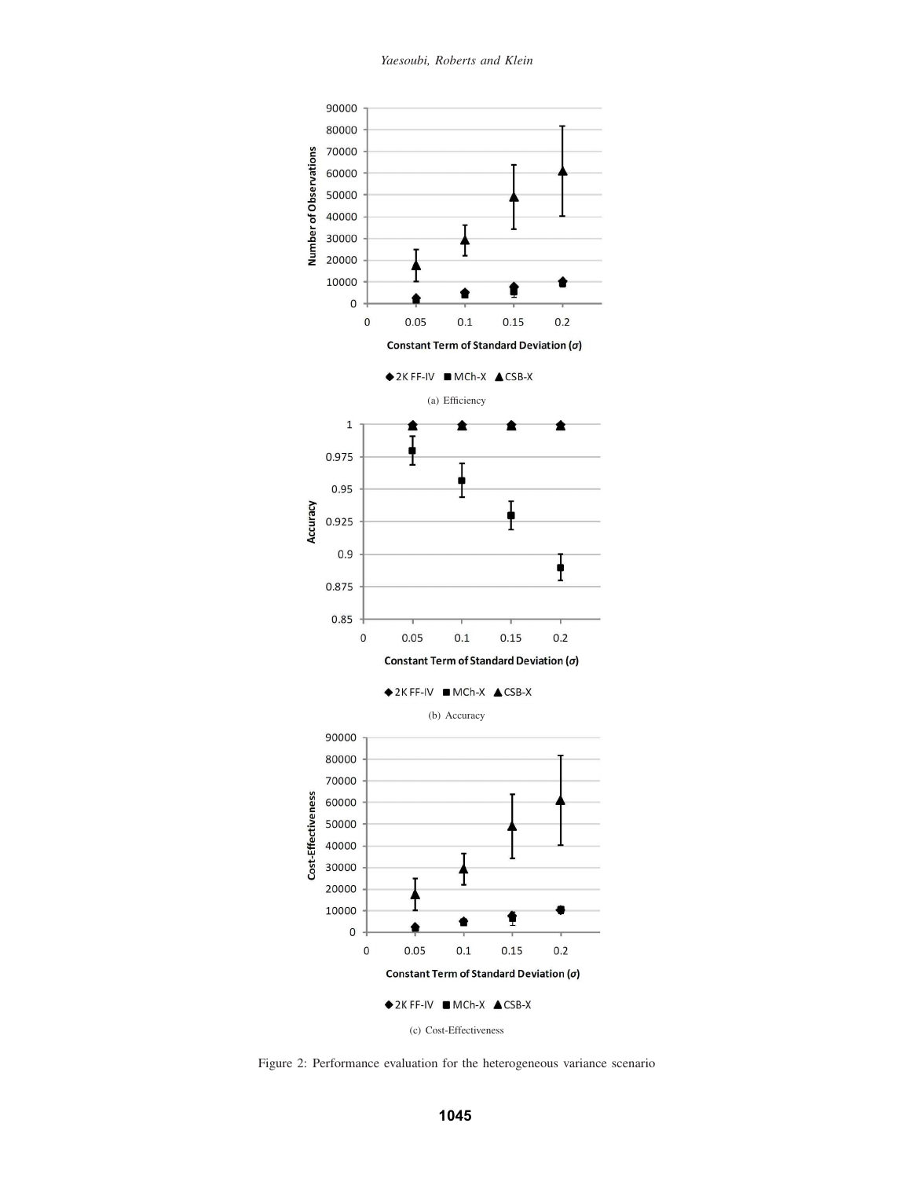(a) Efficiency

(b) Accuracy

(c) Cost-Effectiveness

Figure 2: Performance evaluation for the heterogeneous variance scenario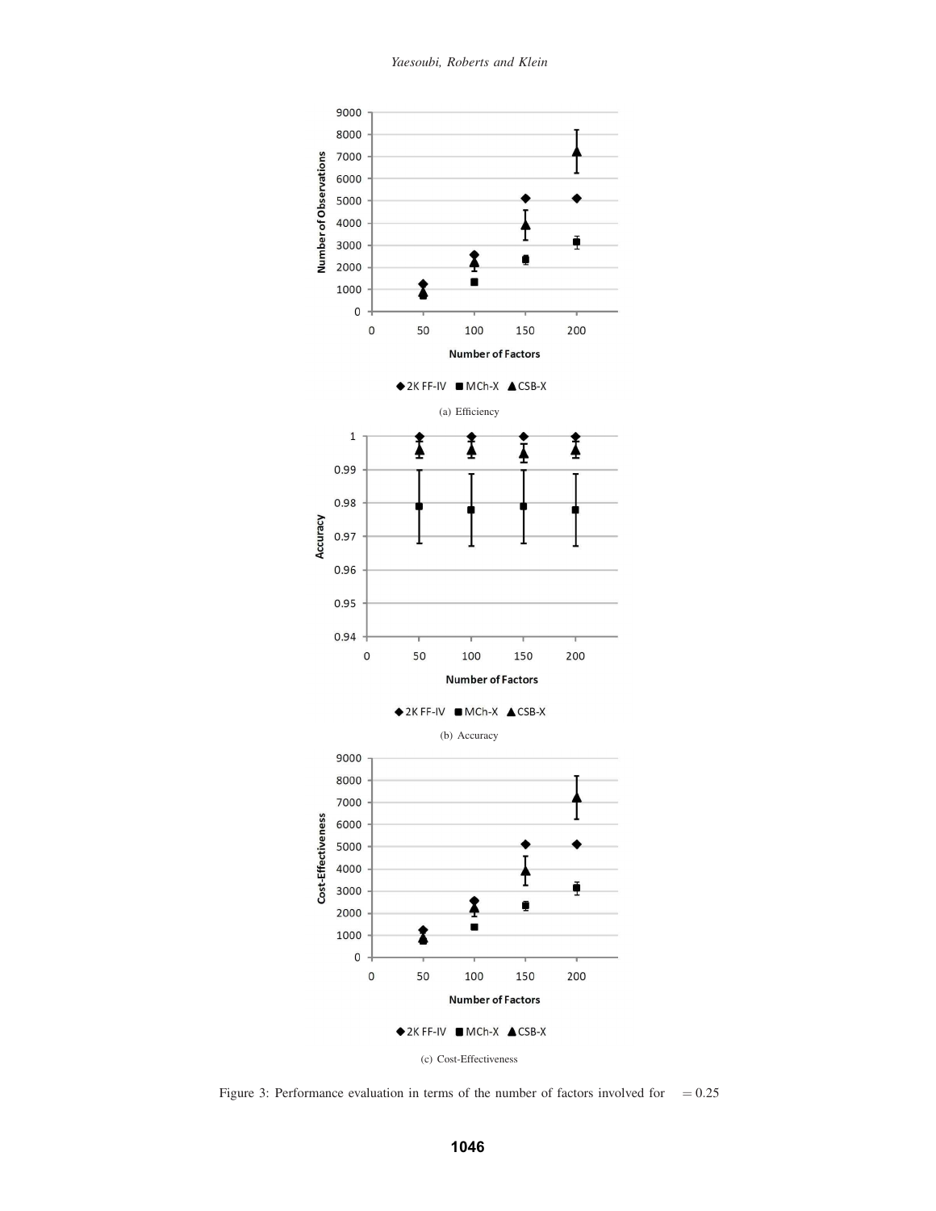(a) Efficiency

(b) Accuracy

(c) Cost-Effectiveness

Figure 3: Performance evaluation in terms of the number of factors involved for $= 0.25$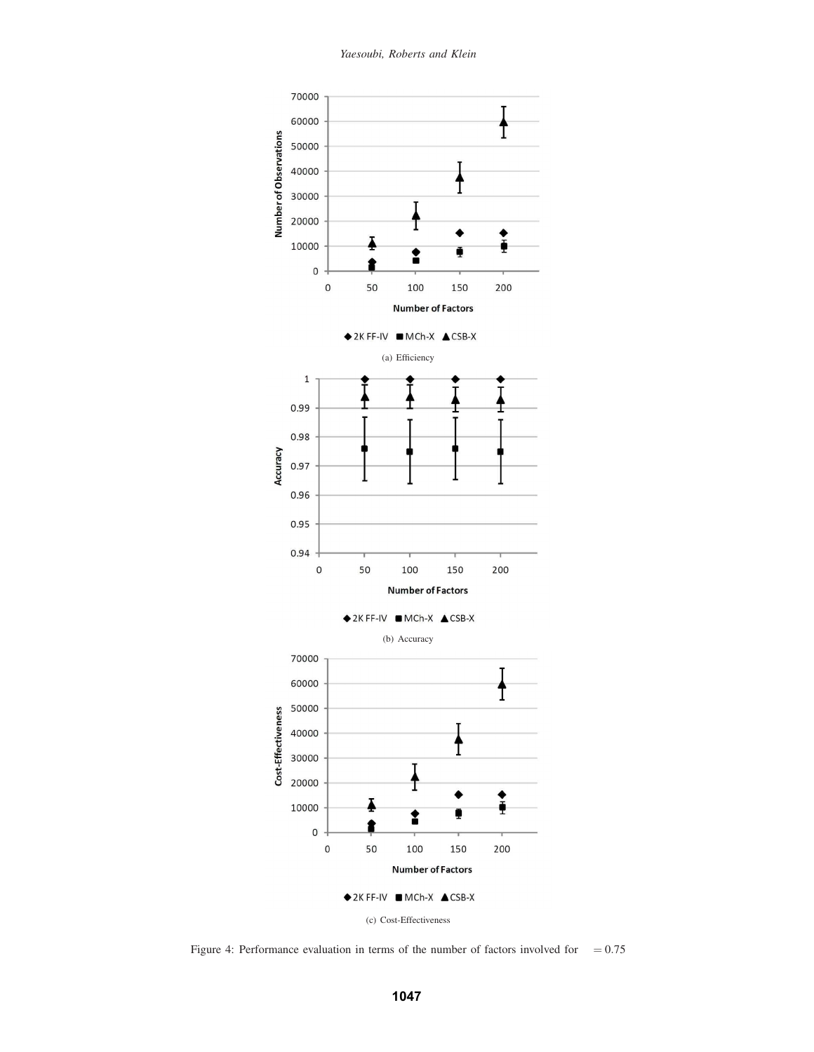Number of Observations

70000
60000
50000
40000
30000
20000
10000
0

0 50 100 150 200

Number of Factors

◆ 2K FF-IV ■ MCh-X ▲ CSB-X

(a) Efficiency

Accuracy

1
0.99
0.98
0.97
0.96
0.95
0.94

0 50 100 150 200

Number of Factors

◆ 2K FF-IV ■ MCh-X ▲ CSB-X

(b) Accuracy

Cost-Effectiveness

70000
60000
50000
40000
30000
20000
10000
0

0 50 100 150 200

Number of Factors

◆ 2K FF-IV ■ MCh-X ▲ CSB-X

(c) Cost-Effectiveness

Figure 4: Performance evaluation in terms of the number of factors involved for $= 0.75$